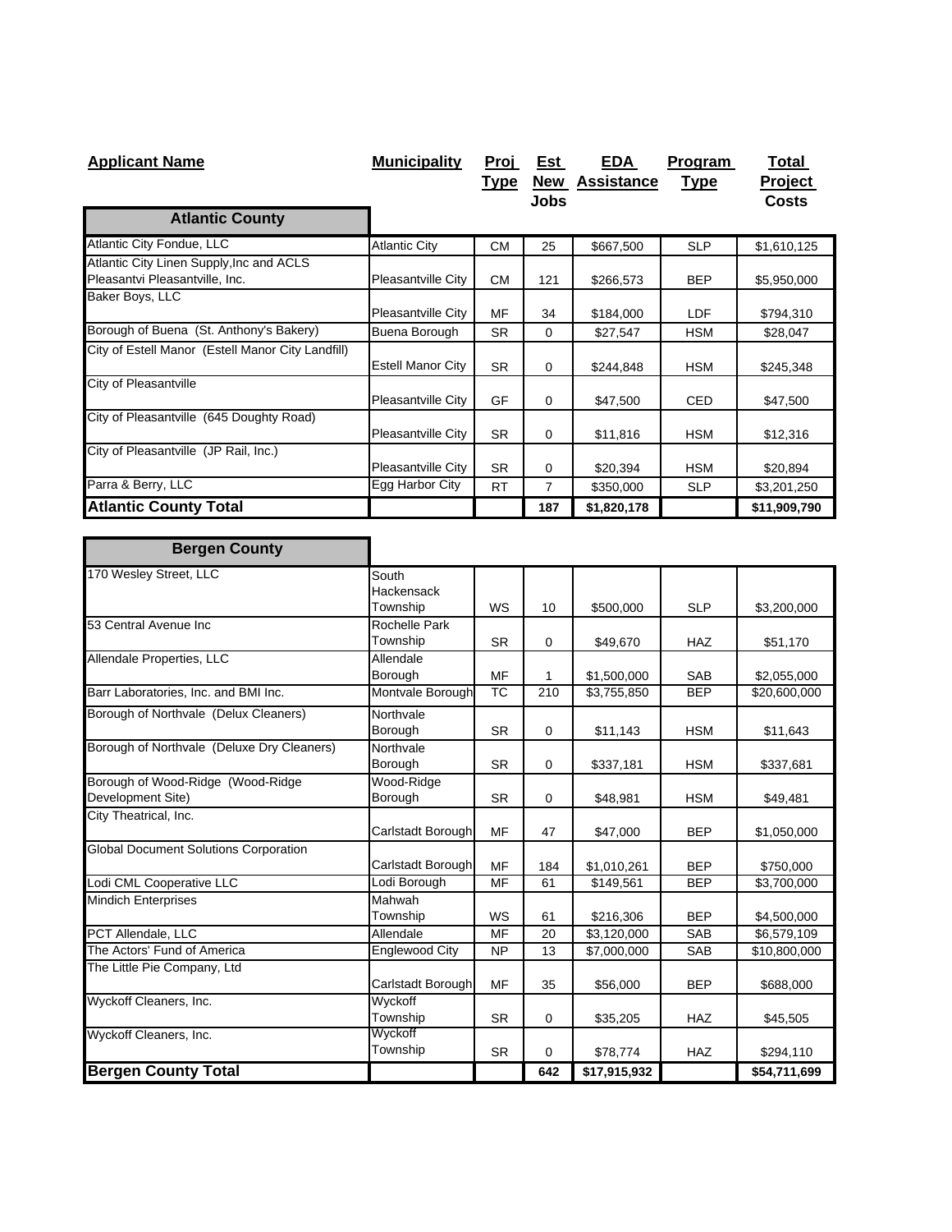| Applicant Name | Municipality | Proj Type | Est New Jobs | EDA Assistance | Program Type | Total Project Costs |
|---|---|---|---|---|---|---|
| **Atlantic County** | | | | | | |
| Atlantic City Fondue, LLC | Atlantic City | CM | 25 | $667,500 | SLP | $1,610,125 |
| Atlantic City Linen Supply,Inc and ACLS Pleasantvi Pleasantville, Inc. | Pleasantville City | CM | 121 | $266,573 | BEP | $5,950,000 |
| Baker Boys, LLC | Pleasantville City | MF | 34 | $184,000 | LDF | $794,310 |
| Borough of Buena (St. Anthony's Bakery) | Buena Borough | SR | 0 | $27,547 | HSM | $28,047 |
| City of Estell Manor (Estell Manor City Landfill) | Estell Manor City | SR | 0 | $244,848 | HSM | $245,348 |
| City of Pleasantville | Pleasantville City | GF | 0 | $47,500 | CED | $47,500 |
| City of Pleasantville (645 Doughty Road) | Pleasantville City | SR | 0 | $11,816 | HSM | $12,316 |
| City of Pleasantville (JP Rail, Inc.) | Pleasantville City | SR | 0 | $20,394 | HSM | $20,894 |
| Parra & Berry, LLC | Egg Harbor City | RT | 7 | $350,000 | SLP | $3,201,250 |
| **Atlantic County Total** | | | **187** | **$1,820,178** | | **$11,909,790** |

| Applicant Name | Municipality | Proj Type | Est New Jobs | EDA Assistance | Program Type | Total Project Costs |
|---|---|---|---|---|---|---|
| **Bergen County** | | | | | | |
| 170 Wesley Street, LLC | South Hackensack Township | WS | 10 | $500,000 | SLP | $3,200,000 |
| 53 Central Avenue Inc | Rochelle Park Township | SR | 0 | $49,670 | HAZ | $51,170 |
| Allendale Properties, LLC | Allendale Borough | MF | 1 | $1,500,000 | SAB | $2,055,000 |
| Barr Laboratories, Inc. and BMI Inc. | Montvale Borough | TC | 210 | $3,755,850 | BEP | $20,600,000 |
| Borough of Northvale (Delux Cleaners) | Northvale Borough | SR | 0 | $11,143 | HSM | $11,643 |
| Borough of Northvale (Deluxe Dry Cleaners) | Northvale Borough | SR | 0 | $337,181 | HSM | $337,681 |
| Borough of Wood-Ridge (Wood-Ridge Development Site) | Wood-Ridge Borough | SR | 0 | $48,981 | HSM | $49,481 |
| City Theatrical, Inc. | Carlstadt Borough | MF | 47 | $47,000 | BEP | $1,050,000 |
| Global Document Solutions Corporation | Carlstadt Borough | MF | 184 | $1,010,261 | BEP | $750,000 |
| Lodi CML Cooperative LLC | Lodi Borough | MF | 61 | $149,561 | BEP | $3,700,000 |
| Mindich Enterprises | Mahwah Township | WS | 61 | $216,306 | BEP | $4,500,000 |
| PCT Allendale, LLC | Allendale | MF | 20 | $3,120,000 | SAB | $6,579,109 |
| The Actors' Fund of America | Englewood City | NP | 13 | $7,000,000 | SAB | $10,800,000 |
| The Little Pie Company, Ltd | Carlstadt Borough | MF | 35 | $56,000 | BEP | $688,000 |
| Wyckoff Cleaners, Inc. | Wyckoff Township | SR | 0 | $35,205 | HAZ | $45,505 |
| Wyckoff Cleaners, Inc. | Wyckoff Township | SR | 0 | $78,774 | HAZ | $294,110 |
| **Bergen County Total** | | | **642** | **$17,915,932** | | **$54,711,699** |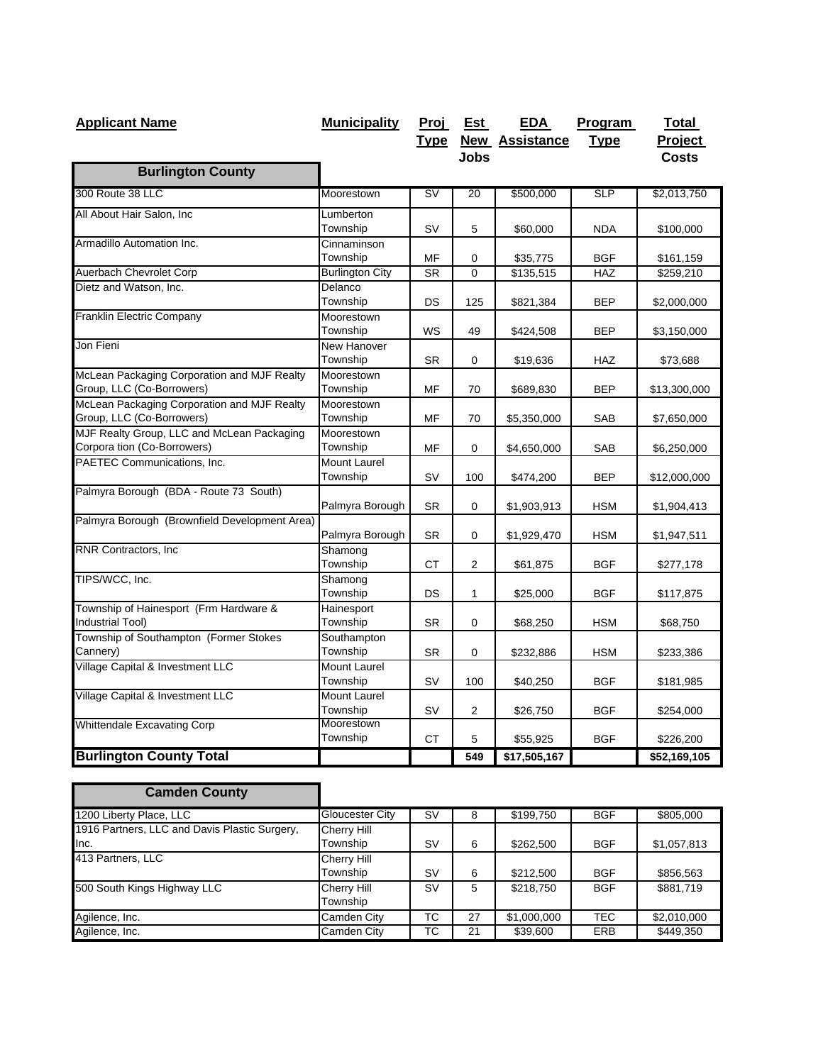| Applicant Name | Municipality | Proj Type | Est New Jobs | EDA Assistance | Program Type | Total Project Costs |
|---|---|---|---|---|---|---|
| **Burlington County** | | | | | | |
| 300 Route 38 LLC | Moorestown | SV | 20 | $500,000 | SLP | $2,013,750 |
| All About Hair Salon, Inc | Lumberton Township | SV | 5 | $60,000 | NDA | $100,000 |
| Armadillo Automation Inc. | Cinnaminson Township | MF | 0 | $35,775 | BGF | $161,159 |
| Auerbach Chevrolet Corp | Burlington City | SR | 0 | $135,515 | HAZ | $259,210 |
| Dietz and Watson, Inc. | Delanco Township | DS | 125 | $821,384 | BEP | $2,000,000 |
| Franklin Electric Company | Moorestown Township | WS | 49 | $424,508 | BEP | $3,150,000 |
| Jon Fieni | New Hanover Township | SR | 0 | $19,636 | HAZ | $73,688 |
| McLean Packaging Corporation and MJF Realty Group, LLC (Co-Borrowers) | Moorestown Township | MF | 70 | $689,830 | BEP | $13,300,000 |
| McLean Packaging Corporation and MJF Realty Group, LLC (Co-Borrowers) | Moorestown Township | MF | 70 | $5,350,000 | SAB | $7,650,000 |
| MJF Realty Group, LLC and McLean Packaging Corpora tion (Co-Borrowers) | Moorestown Township | MF | 0 | $4,650,000 | SAB | $6,250,000 |
| PAETEC Communications, Inc. | Mount Laurel Township | SV | 100 | $474,200 | BEP | $12,000,000 |
| Palmyra Borough (BDA - Route 73 South) | Palmyra Borough | SR | 0 | $1,903,913 | HSM | $1,904,413 |
| Palmyra Borough (Brownfield Development Area) | Palmyra Borough | SR | 0 | $1,929,470 | HSM | $1,947,511 |
| RNR Contractors, Inc | Shamong Township | CT | 2 | $61,875 | BGF | $277,178 |
| TIPS/WCC, Inc. | Shamong Township | DS | 1 | $25,000 | BGF | $117,875 |
| Township of Hainesport (Frm Hardware & Industrial Tool) | Hainesport Township | SR | 0 | $68,250 | HSM | $68,750 |
| Township of Southampton (Former Stokes Cannery) | Southampton Township | SR | 0 | $232,886 | HSM | $233,386 |
| Village Capital & Investment LLC | Mount Laurel Township | SV | 100 | $40,250 | BGF | $181,985 |
| Village Capital & Investment LLC | Mount Laurel Township | SV | 2 | $26,750 | BGF | $254,000 |
| Whittendale Excavating Corp | Moorestown Township | CT | 5 | $55,925 | BGF | $226,200 |
| **Burlington County Total** | | | **549** | **$17,505,167** | | **$52,169,105** |

| Applicant Name | Municipality | Proj Type | Est New Jobs | EDA Assistance | Program Type | Total Project Costs |
|---|---|---|---|---|---|---|
| **Camden County** | | | | | | |
| 1200 Liberty Place, LLC | Gloucester City | SV | 8 | $199,750 | BGF | $805,000 |
| 1916 Partners, LLC and Davis Plastic Surgery, Inc. | Cherry Hill Township | SV | 6 | $262,500 | BGF | $1,057,813 |
| 413 Partners, LLC | Cherry Hill Township | SV | 6 | $212,500 | BGF | $856,563 |
| 500 South Kings Highway LLC | Cherry Hill Township | SV | 5 | $218,750 | BGF | $881,719 |
| Agilence, Inc. | Camden City | TC | 27 | $1,000,000 | TEC | $2,010,000 |
| Agilence, Inc. | Camden City | TC | 21 | $39,600 | ERB | $449,350 |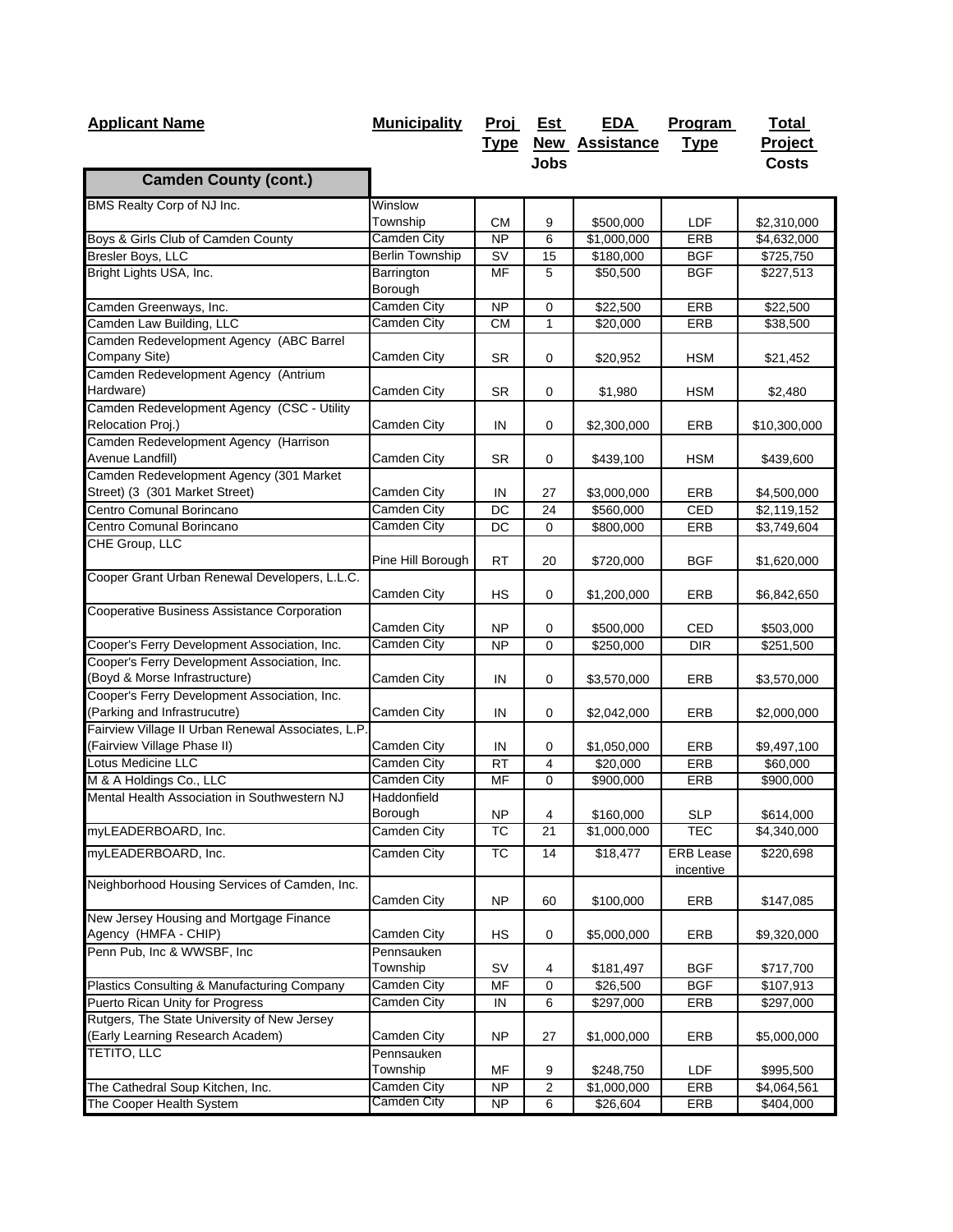| Applicant Name | Municipality | Proj Type | Est New Jobs | EDA Assistance | Program Type | Total Project Costs |
|---|---|---|---|---|---|---|
| **Camden County (cont.)** | | | | | | |
| BMS Realty Corp of NJ Inc. | Winslow Township | CM | 9 | $500,000 | LDF | $2,310,000 |
| Boys & Girls Club of Camden County | Camden City | NP | 6 | $1,000,000 | ERB | $4,632,000 |
| Bresler Boys, LLC | Berlin Township | SV | 15 | $180,000 | BGF | $725,750 |
| Bright Lights USA, Inc. | Barrington Borough | MF | 5 | $50,500 | BGF | $227,513 |
| Camden Greenways, Inc. | Camden City | NP | 0 | $22,500 | ERB | $22,500 |
| Camden Law Building, LLC | Camden City | CM | 1 | $20,000 | ERB | $38,500 |
| Camden Redevelopment Agency (ABC Barrel Company Site) | Camden City | SR | 0 | $20,952 | HSM | $21,452 |
| Camden Redevelopment Agency (Antrium Hardware) | Camden City | SR | 0 | $1,980 | HSM | $2,480 |
| Camden Redevelopment Agency (CSC - Utility Relocation Proj.) | Camden City | IN | 0 | $2,300,000 | ERB | $10,300,000 |
| Camden Redevelopment Agency (Harrison Avenue Landfill) | Camden City | SR | 0 | $439,100 | HSM | $439,600 |
| Camden Redevelopment Agency (301 Market Street) (3 (301 Market Street) | Camden City | IN | 27 | $3,000,000 | ERB | $4,500,000 |
| Centro Comunal Borincano | Camden City | DC | 24 | $560,000 | CED | $2,119,152 |
| Centro Comunal Borincano | Camden City | DC | 0 | $800,000 | ERB | $3,749,604 |
| CHE Group, LLC | Pine Hill Borough | RT | 20 | $720,000 | BGF | $1,620,000 |
| Cooper Grant Urban Renewal Developers, L.L.C. | Camden City | HS | 0 | $1,200,000 | ERB | $6,842,650 |
| Cooperative Business Assistance Corporation | Camden City | NP | 0 | $500,000 | CED | $503,000 |
| Cooper's Ferry Development Association, Inc. | Camden City | NP | 0 | $250,000 | DIR | $251,500 |
| Cooper's Ferry Development Association, Inc. (Boyd & Morse Infrastructure) | Camden City | IN | 0 | $3,570,000 | ERB | $3,570,000 |
| Cooper's Ferry Development Association, Inc. (Parking and Infrastrucutre) | Camden City | IN | 0 | $2,042,000 | ERB | $2,000,000 |
| Fairview Village II Urban Renewal Associates, L.P. (Fairview Village Phase II) | Camden City | IN | 0 | $1,050,000 | ERB | $9,497,100 |
| Lotus Medicine LLC | Camden City | RT | 4 | $20,000 | ERB | $60,000 |
| M & A Holdings Co., LLC | Camden City | MF | 0 | $900,000 | ERB | $900,000 |
| Mental Health Association in Southwestern NJ | Haddonfield Borough | NP | 4 | $160,000 | SLP | $614,000 |
| myLEADERBOARD, Inc. | Camden City | TC | 21 | $1,000,000 | TEC | $4,340,000 |
| myLEADERBOARD, Inc. | Camden City | TC | 14 | $18,477 | ERB Lease incentive | $220,698 |
| Neighborhood Housing Services of Camden, Inc. | Camden City | NP | 60 | $100,000 | ERB | $147,085 |
| New Jersey Housing and Mortgage Finance Agency (HMFA - CHIP) | Camden City | HS | 0 | $5,000,000 | ERB | $9,320,000 |
| Penn Pub, Inc & WWSBF, Inc | Pennsauken Township | SV | 4 | $181,497 | BGF | $717,700 |
| Plastics Consulting & Manufacturing Company | Camden City | MF | 0 | $26,500 | BGF | $107,913 |
| Puerto Rican Unity for Progress | Camden City | IN | 6 | $297,000 | ERB | $297,000 |
| Rutgers, The State University of New Jersey (Early Learning Research Academ) | Camden City | NP | 27 | $1,000,000 | ERB | $5,000,000 |
| TETITO, LLC | Pennsauken Township | MF | 9 | $248,750 | LDF | $995,500 |
| The Cathedral Soup Kitchen, Inc. | Camden City | NP | 2 | $1,000,000 | ERB | $4,064,561 |
| The Cooper Health System | Camden City | NP | 6 | $26,604 | ERB | $404,000 |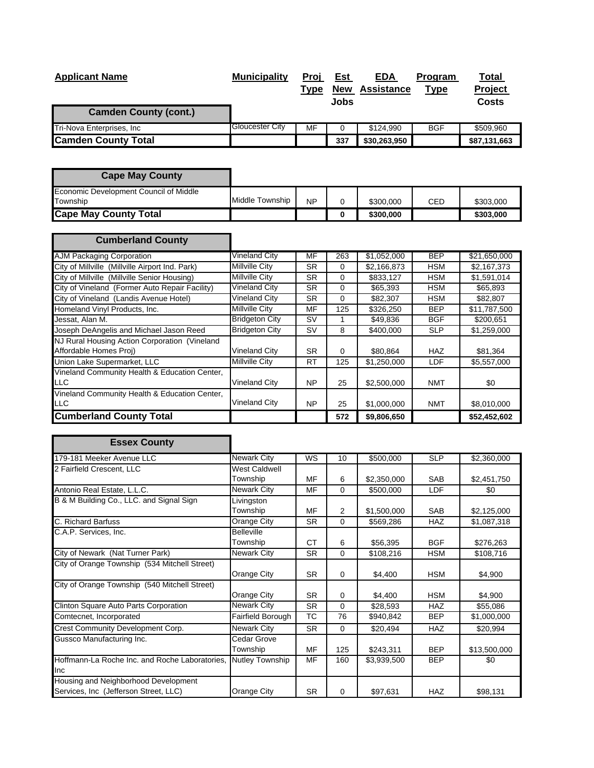| Applicant Name | Municipality | Proj Type | Est New Jobs | EDA Assistance | Program Type | Total Project Costs |
|---|---|---|---|---|---|---|
| **Camden County (cont.)** | | | | | | |
| Tri-Nova Enterprises, Inc | Gloucester City | MF | 0 | $124,990 | BGF | $509,960 |
| **Camden County Total** | | | **337** | **$30,263,950** | | **$87,131,663** |

| Applicant Name | Municipality | Proj Type | Est New Jobs | EDA Assistance | Program Type | Total Project Costs |
|---|---|---|---|---|---|---|
| **Cape May County** | | | | | | |
| Economic Development Council of Middle Township | Middle Township | NP | 0 | $300,000 | CED | $303,000 |
| **Cape May County Total** | | | **0** | **$300,000** | | **$303,000** |

| Applicant Name | Municipality | Proj Type | Est New Jobs | EDA Assistance | Program Type | Total Project Costs |
|---|---|---|---|---|---|---|
| **Cumberland County** | | | | | | |
| AJM Packaging Corporation | Vineland City | MF | 263 | $1,052,000 | BEP | $21,650,000 |
| City of Millville (Millville Airport Ind. Park) | Millville City | SR | 0 | $2,166,873 | HSM | $2,167,373 |
| City of Millville (Millville Senior Housing) | Millville City | SR | 0 | $833,127 | HSM | $1,591,014 |
| City of Vineland (Former Auto Repair Facility) | Vineland City | SR | 0 | $65,393 | HSM | $65,893 |
| City of Vineland (Landis Avenue Hotel) | Vineland City | SR | 0 | $82,307 | HSM | $82,807 |
| Homeland Vinyl Products, Inc. | Millville City | MF | 125 | $326,250 | BEP | $11,787,500 |
| Jessat, Alan M. | Bridgeton City | SV | 1 | $49,836 | BGF | $200,651 |
| Joseph DeAngelis and Michael Jason Reed | Bridgeton City | SV | 8 | $400,000 | SLP | $1,259,000 |
| NJ Rural Housing Action Corporation (Vineland Affordable Homes Proj) | Vineland City | SR | 0 | $80,864 | HAZ | $81,364 |
| Union Lake Supermarket, LLC | Millville City | RT | 125 | $1,250,000 | LDF | $5,557,000 |
| Vineland Community Health & Education Center, LLC | Vineland City | NP | 25 | $2,500,000 | NMT | $0 |
| Vineland Community Health & Education Center, LLC | Vineland City | NP | 25 | $1,000,000 | NMT | $8,010,000 |
| **Cumberland County Total** | | | **572** | **$9,806,650** | | **$52,452,602** |

| Applicant Name | Municipality | Proj Type | Est New Jobs | EDA Assistance | Program Type | Total Project Costs |
|---|---|---|---|---|---|---|
| **Essex County** | | | | | | |
| 179-181 Meeker Avenue LLC | Newark City | WS | 10 | $500,000 | SLP | $2,360,000 |
| 2 Fairfield Crescent, LLC | West Caldwell Township | MF | 6 | $2,350,000 | SAB | $2,451,750 |
| Antonio Real Estate, L.L.C. | Newark City | MF | 0 | $500,000 | LDF | $0 |
| B & M Building Co., LLC. and Signal Sign | Livingston Township | MF | 2 | $1,500,000 | SAB | $2,125,000 |
| C. Richard Barfuss | Orange City | SR | 0 | $569,286 | HAZ | $1,087,318 |
| C.A.P. Services, Inc. | Belleville Township | CT | 6 | $56,395 | BGF | $276,263 |
| City of Newark (Nat Turner Park) | Newark City | SR | 0 | $108,216 | HSM | $108,716 |
| City of Orange Township (534 Mitchell Street) | Orange City | SR | 0 | $4,400 | HSM | $4,900 |
| City of Orange Township (540 Mitchell Street) | Orange City | SR | 0 | $4,400 | HSM | $4,900 |
| Clinton Square Auto Parts Corporation | Newark City | SR | 0 | $28,593 | HAZ | $55,086 |
| Comtecnet, Incorporated | Fairfield Borough | TC | 76 | $940,842 | BEP | $1,000,000 |
| Crest Community Development Corp. | Newark City | SR | 0 | $20,494 | HAZ | $20,994 |
| Gussco Manufacturing Inc. | Cedar Grove Township | MF | 125 | $243,311 | BEP | $13,500,000 |
| Hoffmann-La Roche Inc. and Roche Laboratories, Inc | Nutley Township | MF | 160 | $3,939,500 | BEP | $0 |
| Housing and Neighborhood Development Services, Inc (Jefferson Street, LLC) | Orange City | SR | 0 | $97,631 | HAZ | $98,131 |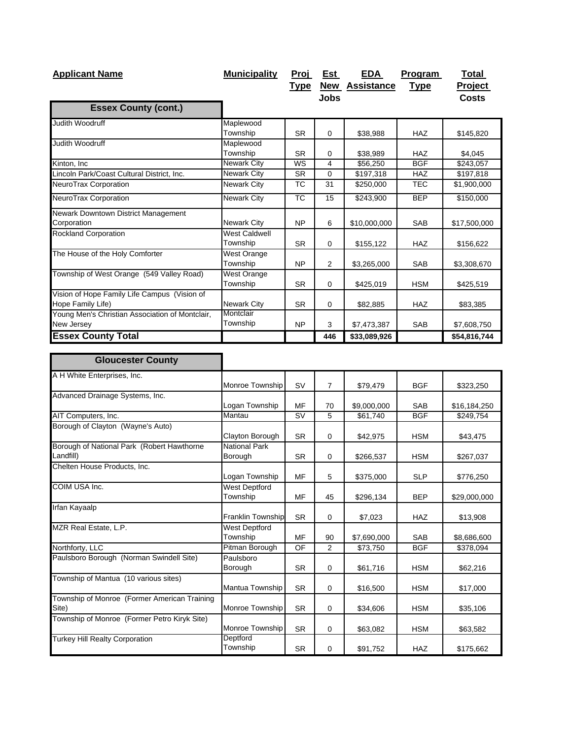| Applicant Name | Municipality | Proj Type | Est New Jobs | EDA Assistance | Program Type | Total Project Costs |
|---|---|---|---|---|---|---|
| **Essex County (cont.)** | | | | | | |
| Judith Woodruff | Maplewood Township | SR | 0 | $38,988 | HAZ | $145,820 |
| Judith Woodruff | Maplewood Township | SR | 0 | $38,989 | HAZ | $4,045 |
| Kinton, Inc | Newark City | WS | 4 | $56,250 | BGF | $243,057 |
| Lincoln Park/Coast Cultural District, Inc. | Newark City | SR | 0 | $197,318 | HAZ | $197,818 |
| NeuroTrax Corporation | Newark City | TC | 31 | $250,000 | TEC | $1,900,000 |
| NeuroTrax Corporation | Newark City | TC | 15 | $243,900 | BEP | $150,000 |
| Newark Downtown District Management Corporation | Newark City | NP | 6 | $10,000,000 | SAB | $17,500,000 |
| Rockland Corporation | West Caldwell Township | SR | 0 | $155,122 | HAZ | $156,622 |
| The House of the Holy Comforter | West Orange Township | NP | 2 | $3,265,000 | SAB | $3,308,670 |
| Township of West Orange (549 Valley Road) | West Orange Township | SR | 0 | $425,019 | HSM | $425,519 |
| Vision of Hope Family Life Campus (Vision of Hope Family Life) | Newark City | SR | 0 | $82,885 | HAZ | $83,385 |
| Young Men's Christian Association of Montclair, New Jersey | Montclair Township | NP | 3 | $7,473,387 | SAB | $7,608,750 |
| **Essex County Total** | | | **446** | **$33,089,926** | | **$54,816,744** |

| Applicant Name | Municipality | Proj Type | Est New Jobs | EDA Assistance | Program Type | Total Project Costs |
|---|---|---|---|---|---|---|
| **Gloucester County** | | | | | | |
| A H White Enterprises, Inc. | Monroe Township | SV | 7 | $79,479 | BGF | $323,250 |
| Advanced Drainage Systems, Inc. | Logan Township | MF | 70 | $9,000,000 | SAB | $16,184,250 |
| AIT Computers, Inc. | Mantau | SV | 5 | $61,740 | BGF | $249,754 |
| Borough of Clayton (Wayne's Auto) | Clayton Borough | SR | 0 | $42,975 | HSM | $43,475 |
| Borough of National Park (Robert Hawthorne Landfill) | National Park Borough | SR | 0 | $266,537 | HSM | $267,037 |
| Chelten House Products, Inc. | Logan Township | MF | 5 | $375,000 | SLP | $776,250 |
| COIM USA Inc. | West Deptford Township | MF | 45 | $296,134 | BEP | $29,000,000 |
| Irfan Kayaalp | Franklin Township | SR | 0 | $7,023 | HAZ | $13,908 |
| MZR Real Estate, L.P. | West Deptford Township | MF | 90 | $7,690,000 | SAB | $8,686,600 |
| Northforty, LLC | Pitman Borough | OF | 2 | $73,750 | BGF | $378,094 |
| Paulsboro Borough (Norman Swindell Site) | Paulsboro Borough | SR | 0 | $61,716 | HSM | $62,216 |
| Township of Mantua (10 various sites) | Mantua Township | SR | 0 | $16,500 | HSM | $17,000 |
| Township of Monroe (Former American Training Site) | Monroe Township | SR | 0 | $34,606 | HSM | $35,106 |
| Township of Monroe (Former Petro Kiryk Site) | Monroe Township | SR | 0 | $63,082 | HSM | $63,582 |
| Turkey Hill Realty Corporation | Deptford Township | SR | 0 | $91,752 | HAZ | $175,662 |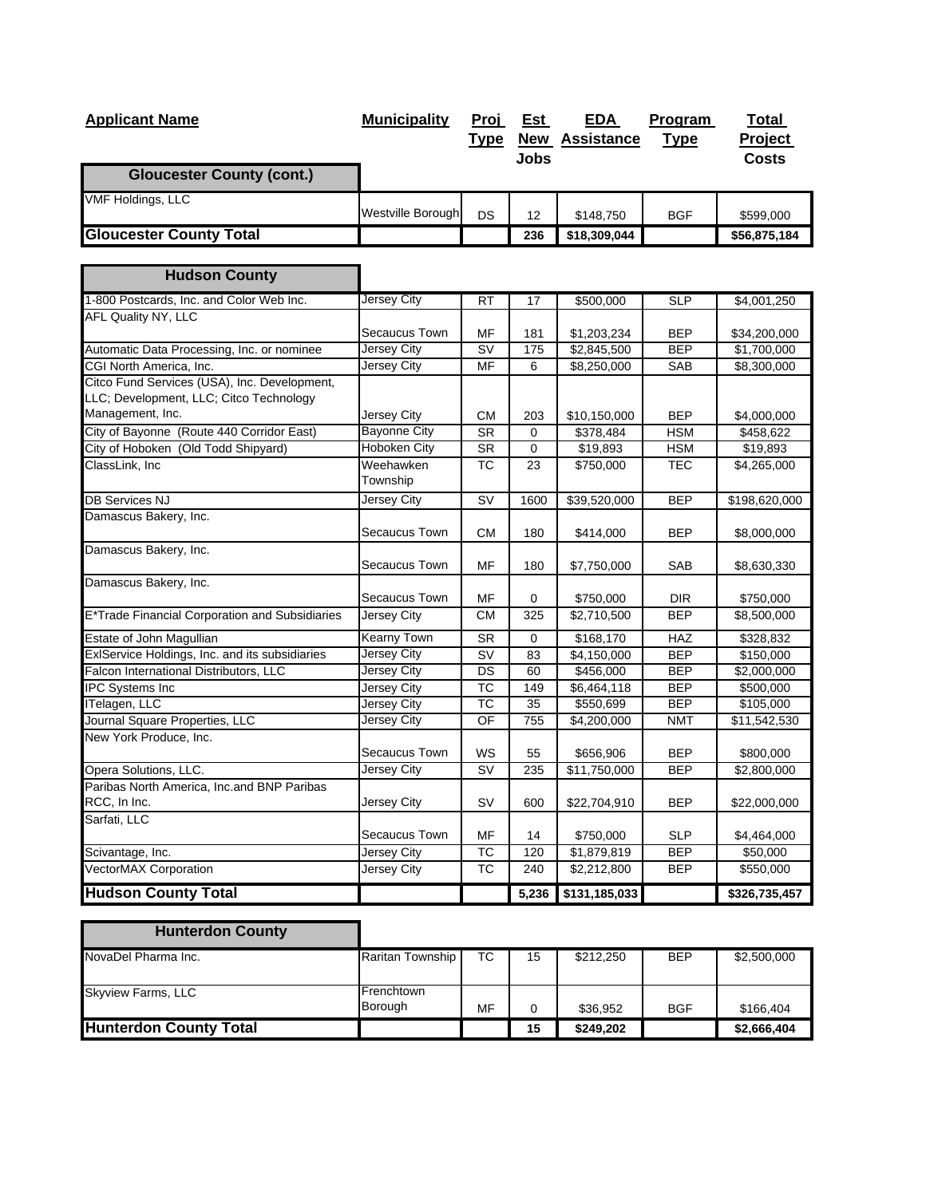| Applicant Name | Municipality | Proj Type | Est New Jobs | EDA Assistance | Program Type | Total Project Costs |
|---|---|---|---|---|---|---|
| **Gloucester County (cont.)** | | | | | | |
| VMF Holdings, LLC | Westville Borough | DS | 12 | $148,750 | BGF | $599,000 |
| **Gloucester County Total** | | | **236** | **$18,309,044** | | **$56,875,184** |
| **Hudson County** | | | | | | |
| 1-800 Postcards, Inc. and Color Web Inc. | Jersey City | RT | 17 | $500,000 | SLP | $4,001,250 |
| AFL Quality NY, LLC | Secaucus Town | MF | 181 | $1,203,234 | BEP | $34,200,000 |
| Automatic Data Processing, Inc. or nominee | Jersey City | SV | 175 | $2,845,500 | BEP | $1,700,000 |
| CGI North America, Inc. | Jersey City | MF | 6 | $8,250,000 | SAB | $8,300,000 |
| Citco Fund Services (USA), Inc. Development, LLC; Development, LLC; Citco Technology Management, Inc. | Jersey City | CM | 203 | $10,150,000 | BEP | $4,000,000 |
| City of Bayonne (Route 440 Corridor East) | Bayonne City | SR | 0 | $378,484 | HSM | $458,622 |
| City of Hoboken (Old Todd Shipyard) | Hoboken City | SR | 0 | $19,893 | HSM | $19,893 |
| ClassLink, Inc | Weehawken Township | TC | 23 | $750,000 | TEC | $4,265,000 |
| DB Services NJ | Jersey City | SV | 1600 | $39,520,000 | BEP | $198,620,000 |
| Damascus Bakery, Inc. | Secaucus Town | CM | 180 | $414,000 | BEP | $8,000,000 |
| Damascus Bakery, Inc. | Secaucus Town | MF | 180 | $7,750,000 | SAB | $8,630,330 |
| Damascus Bakery, Inc. | Secaucus Town | MF | 0 | $750,000 | DIR | $750,000 |
| E*Trade Financial Corporation and Subsidiaries | Jersey City | CM | 325 | $2,710,500 | BEP | $8,500,000 |
| Estate of John Magullian | Kearny Town | SR | 0 | $168,170 | HAZ | $328,832 |
| ExlService Holdings, Inc. and its subsidiaries | Jersey City | SV | 83 | $4,150,000 | BEP | $150,000 |
| Falcon International Distributors, LLC | Jersey City | DS | 60 | $456,000 | BEP | $2,000,000 |
| IPC Systems Inc | Jersey City | TC | 149 | $6,464,118 | BEP | $500,000 |
| ITelagen, LLC | Jersey City | TC | 35 | $550,699 | BEP | $105,000 |
| Journal Square Properties, LLC | Jersey City | OF | 755 | $4,200,000 | NMT | $11,542,530 |
| New York Produce, Inc. | Secaucus Town | WS | 55 | $656,906 | BEP | $800,000 |
| Opera Solutions, LLC. | Jersey City | SV | 235 | $11,750,000 | BEP | $2,800,000 |
| Paribas North America, Inc.and BNP Paribas RCC, In Inc. | Jersey City | SV | 600 | $22,704,910 | BEP | $22,000,000 |
| Sarfati, LLC | Secaucus Town | MF | 14 | $750,000 | SLP | $4,464,000 |
| Scivantage, Inc. | Jersey City | TC | 120 | $1,879,819 | BEP | $50,000 |
| VectorMAX Corporation | Jersey City | TC | 240 | $2,212,800 | BEP | $550,000 |
| **Hudson County Total** | | | **5,236** | **$131,185,033** | | **$326,735,457** |
| **Hunterdon County** | | | | | | |
| NovaDel Pharma Inc. | Raritan Township | TC | 15 | $212,250 | BEP | $2,500,000 |
| Skyview Farms, LLC | Frenchtown Borough | MF | 0 | $36,952 | BGF | $166,404 |
| **Hunterdon County Total** | | | **15** | **$249,202** | | **$2,666,404** |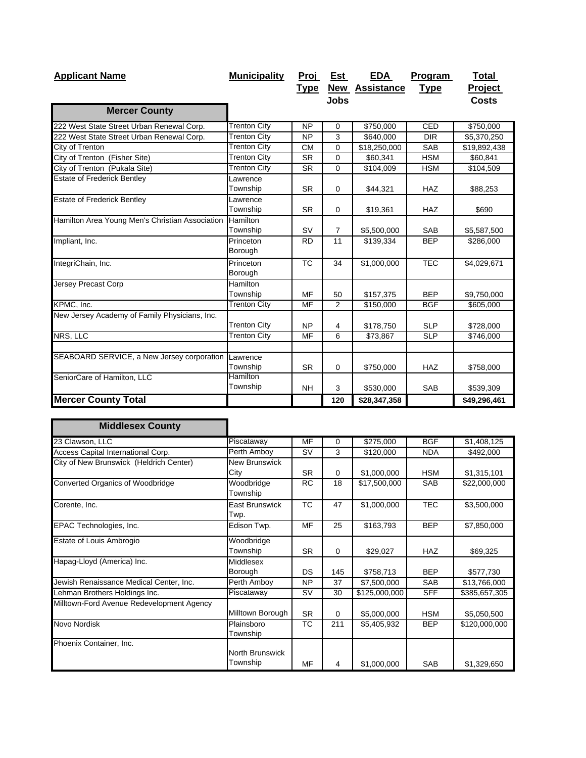| Applicant Name | Municipality | Proj Type | Est New Jobs | EDA Assistance | Program Type | Total Project Costs |
|---|---|---|---|---|---|---|
| **Mercer County** | | | | | | |
| 222 West State Street Urban Renewal Corp. | Trenton City | NP | 0 | $750,000 | CED | $750,000 |
| 222 West State Street Urban Renewal Corp. | Trenton City | NP | 3 | $640,000 | DIR | $5,370,250 |
| City of Trenton | Trenton City | CM | 0 | $18,250,000 | SAB | $19,892,438 |
| City of Trenton (Fisher Site) | Trenton City | SR | 0 | $60,341 | HSM | $60,841 |
| City of Trenton (Pukala Site) | Trenton City | SR | 0 | $104,009 | HSM | $104,509 |
| Estate of Frederick Bentley | Lawrence Township | SR | 0 | $44,321 | HAZ | $88,253 |
| Estate of Frederick Bentley | Lawrence Township | SR | 0 | $19,361 | HAZ | $690 |
| Hamilton Area Young Men's Christian Association | Hamilton Township | SV | 7 | $5,500,000 | SAB | $5,587,500 |
| Impliant, Inc. | Princeton Borough | RD | 11 | $139,334 | BEP | $286,000 |
| IntegriChain, Inc. | Princeton Borough | TC | 34 | $1,000,000 | TEC | $4,029,671 |
| Jersey Precast Corp | Hamilton Township | MF | 50 | $157,375 | BEP | $9,750,000 |
| KPMC, Inc. | Trenton City | MF | 2 | $150,000 | BGF | $605,000 |
| New Jersey Academy of Family Physicians, Inc. | Trenton City | NP | 4 | $178,750 | SLP | $728,000 |
| NRS, LLC | Trenton City | MF | 6 | $73,867 | SLP | $746,000 |
| | | | | | | |
| SEABOARD SERVICE, a New Jersey corporation | Lawrence Township | SR | 0 | $750,000 | HAZ | $758,000 |
| SeniorCare of Hamilton, LLC | Hamilton Township | NH | 3 | $530,000 | SAB | $539,309 |
| **Mercer County Total** | | | **120** | **$28,347,358** | | **$49,296,461** |

| Applicant Name | Municipality | Proj Type | Est New Jobs | EDA Assistance | Program Type | Total Project Costs |
|---|---|---|---|---|---|---|
| **Middlesex County** | | | | | | |
| 23 Clawson, LLC | Piscataway | MF | 0 | $275,000 | BGF | $1,408,125 |
| Access Capital International Corp. | Perth Amboy | SV | 3 | $120,000 | NDA | $492,000 |
| City of New Brunswick (Heldrich Center) | New Brunswick City | SR | 0 | $1,000,000 | HSM | $1,315,101 |
| Converted Organics of Woodbridge | Woodbridge Township | RC | 18 | $17,500,000 | SAB | $22,000,000 |
| Corente, Inc. | East Brunswick Twp. | TC | 47 | $1,000,000 | TEC | $3,500,000 |
| EPAC Technologies, Inc. | Edison Twp. | MF | 25 | $163,793 | BEP | $7,850,000 |
| Estate of Louis Ambrogio | Woodbridge Township | SR | 0 | $29,027 | HAZ | $69,325 |
| Hapag-Lloyd (America) Inc. | Middlesex Borough | DS | 145 | $758,713 | BEP | $577,730 |
| Jewish Renaissance Medical Center, Inc. | Perth Amboy | NP | 37 | $7,500,000 | SAB | $13,766,000 |
| Lehman Brothers Holdings Inc. | Piscataway | SV | 30 | $125,000,000 | SFF | $385,657,305 |
| Milltown-Ford Avenue Redevelopment Agency | Milltown Borough | SR | 0 | $5,000,000 | HSM | $5,050,500 |
| Novo Nordisk | Plainsboro Township | TC | 211 | $5,405,932 | BEP | $120,000,000 |
| Phoenix Container, Inc. | North Brunswick Township | MF | 4 | $1,000,000 | SAB | $1,329,650 |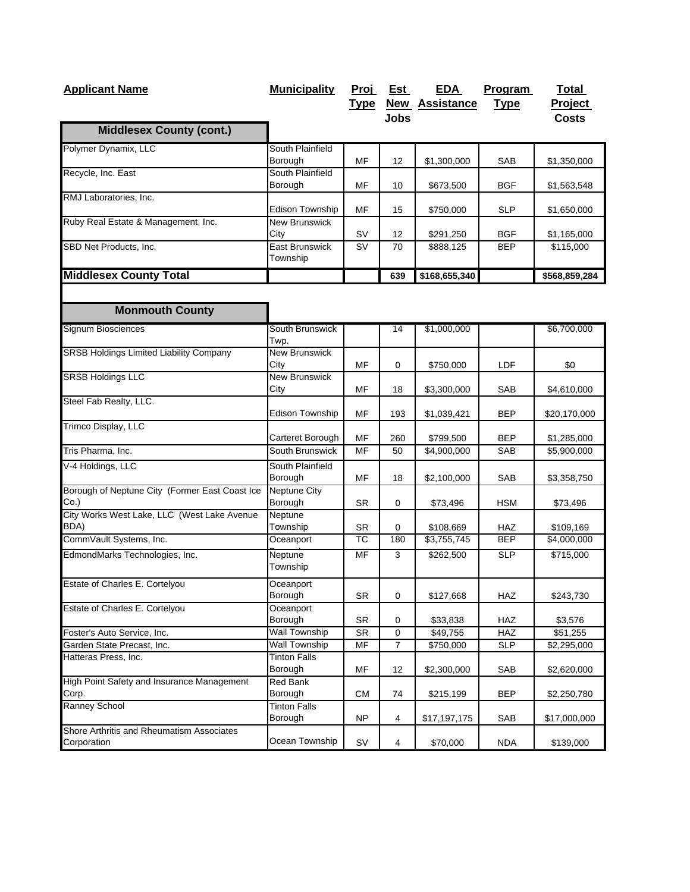| Applicant Name | Municipality | Proj Type | Est New Jobs | EDA Assistance | Program Type | Total Project Costs |
|---|---|---|---|---|---|---|
| **Middlesex County (cont.)** | | | | | | |
| Polymer Dynamix, LLC | South Plainfield Borough | MF | 12 | $1,300,000 | SAB | $1,350,000 |
| Recycle, Inc. East | South Plainfield Borough | MF | 10 | $673,500 | BGF | $1,563,548 |
| RMJ Laboratories, Inc. | Edison Township | MF | 15 | $750,000 | SLP | $1,650,000 |
| Ruby Real Estate & Management, Inc. | New Brunswick City | SV | 12 | $291,250 | BGF | $1,165,000 |
| SBD Net Products, Inc. | East Brunswick Township | SV | 70 | $888,125 | BEP | $115,000 |
| **Middlesex County Total** | | | **639** | **$168,655,340** | | **$568,859,284** |
| **Monmouth County** | | | | | | |
| Signum Biosciences | South Brunswick Twp. | | 14 | $1,000,000 | | $6,700,000 |
| SRSB Holdings Limited Liability Company | New Brunswick City | MF | 0 | $750,000 | LDF | $0 |
| SRSB Holdings LLC | New Brunswick City | MF | 18 | $3,300,000 | SAB | $4,610,000 |
| Steel Fab Realty, LLC. | Edison Township | MF | 193 | $1,039,421 | BEP | $20,170,000 |
| Trimco Display, LLC | Carteret Borough | MF | 260 | $799,500 | BEP | $1,285,000 |
| Tris Pharma, Inc. | South Brunswick | MF | 50 | $4,900,000 | SAB | $5,900,000 |
| V-4 Holdings, LLC | South Plainfield Borough | MF | 18 | $2,100,000 | SAB | $3,358,750 |
| Borough of Neptune City (Former East Coast Ice Co.) | Neptune City Borough | SR | 0 | $73,496 | HSM | $73,496 |
| City Works West Lake, LLC (West Lake Avenue BDA) | Neptune Township | SR | 0 | $108,669 | HAZ | $109,169 |
| CommVault Systems, Inc. | Oceanport | TC | 180 | $3,755,745 | BEP | $4,000,000 |
| EdmondMarks Technologies, Inc. | Neptune Township | MF | 3 | $262,500 | SLP | $715,000 |
| Estate of Charles E. Cortelyou | Oceanport Borough | SR | 0 | $127,668 | HAZ | $243,730 |
| Estate of Charles E. Cortelyou | Oceanport Borough | SR | 0 | $33,838 | HAZ | $3,576 |
| Foster's Auto Service, Inc. | Wall Township | SR | 0 | $49,755 | HAZ | $51,255 |
| Garden State Precast, Inc. | Wall Township | MF | 7 | $750,000 | SLP | $2,295,000 |
| Hatteras Press, Inc. | Tinton Falls Borough | MF | 12 | $2,300,000 | SAB | $2,620,000 |
| High Point Safety and Insurance Management Corp. | Red Bank Borough | CM | 74 | $215,199 | BEP | $2,250,780 |
| Ranney School | Tinton Falls Borough | NP | 4 | $17,197,175 | SAB | $17,000,000 |
| Shore Arthritis and Rheumatism Associates Corporation | Ocean Township | SV | 4 | $70,000 | NDA | $139,000 |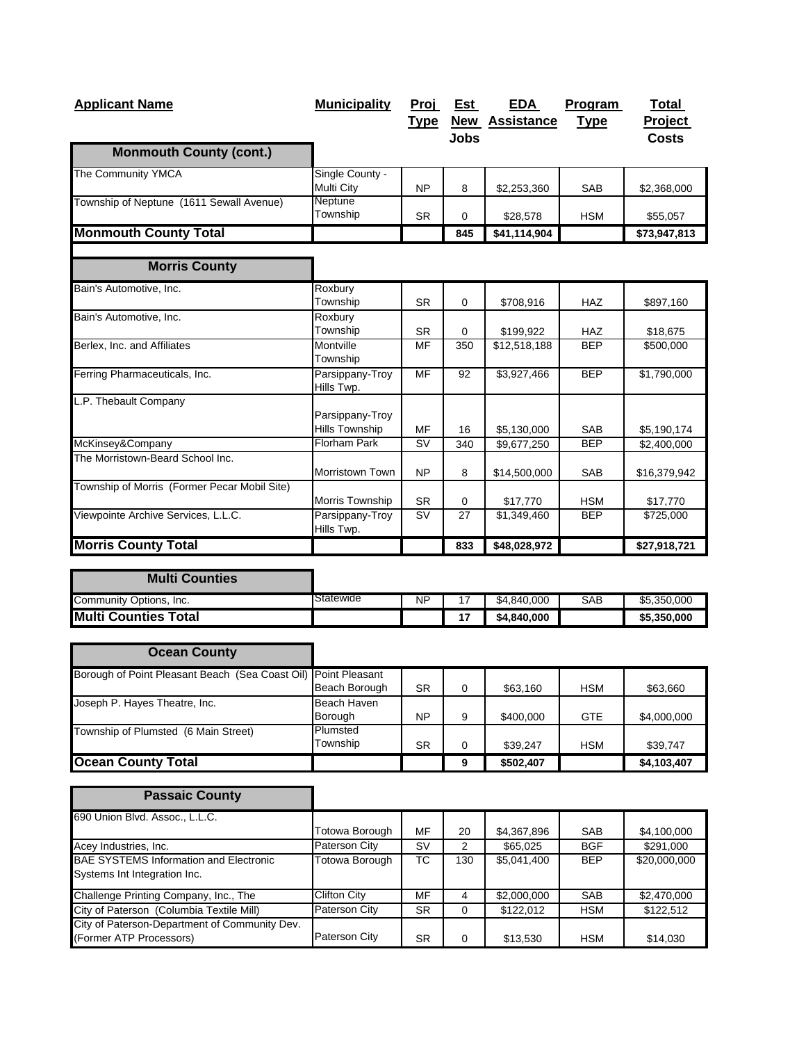| Applicant Name | Municipality | Proj Type | Est New Jobs | EDA Assistance | Program Type | Total Project Costs |
| --- | --- | --- | --- | --- | --- | --- |
| **Monmouth County (cont.)** | | | | | | |
| The Community YMCA | Single County - Multi City | NP | 8 | $2,253,360 | SAB | $2,368,000 |
| Township of Neptune (1611 Sewall Avenue) | Neptune Township | SR | 0 | $28,578 | HSM | $55,057 |
| **Monmouth County Total** | | | **845** | **$41,114,904** | | **$73,947,813** |
| **Morris County** | | | | | | |
| Bain's Automotive, Inc. | Roxbury Township | SR | 0 | $708,916 | HAZ | $897,160 |
| Bain's Automotive, Inc. | Roxbury Township | SR | 0 | $199,922 | HAZ | $18,675 |
| Berlex, Inc. and Affiliates | Montville Township | MF | 350 | $12,518,188 | BEP | $500,000 |
| Ferring Pharmaceuticals, Inc. | Parsippany-Troy Hills Twp. | MF | 92 | $3,927,466 | BEP | $1,790,000 |
| L.P. Thebault Company | Parsippany-Troy Hills Township | MF | 16 | $5,130,000 | SAB | $5,190,174 |
| McKinsey&Company | Florham Park | SV | 340 | $9,677,250 | BEP | $2,400,000 |
| The Morristown-Beard School Inc. | Morristown Town | NP | 8 | $14,500,000 | SAB | $16,379,942 |
| Township of Morris (Former Pecar Mobil Site) | Morris Township | SR | 0 | $17,770 | HSM | $17,770 |
| Viewpointe Archive Services, L.L.C. | Parsippany-Troy Hills Twp. | SV | 27 | $1,349,460 | BEP | $725,000 |
| **Morris County Total** | | | **833** | **$48,028,972** | | **$27,918,721** |
| **Multi Counties** | | | | | | |
| Community Options, Inc. | Statewide | NP | 17 | $4,840,000 | SAB | $5,350,000 |
| **Multi Counties Total** | | | **17** | **$4,840,000** | | **$5,350,000** |
| **Ocean County** | | | | | | |
| Borough of Point Pleasant Beach (Sea Coast Oil) | Point Pleasant Beach Borough | SR | 0 | $63,160 | HSM | $63,660 |
| Joseph P. Hayes Theatre, Inc. | Beach Haven Borough | NP | 9 | $400,000 | GTE | $4,000,000 |
| Township of Plumsted (6 Main Street) | Plumsted Township | SR | 0 | $39,247 | HSM | $39,747 |
| **Ocean County Total** | | | **9** | **$502,407** | | **$4,103,407** |
| **Passaic County** | | | | | | |
| 690 Union Blvd. Assoc., L.L.C. | Totowa Borough | MF | 20 | $4,367,896 | SAB | $4,100,000 |
| Acey Industries, Inc. | Paterson City | SV | 2 | $65,025 | BGF | $291,000 |
| BAE SYSTEMS Information and Electronic Systems Int Integration Inc. | Totowa Borough | TC | 130 | $5,041,400 | BEP | $20,000,000 |
| Challenge Printing Company, Inc., The | Clifton City | MF | 4 | $2,000,000 | SAB | $2,470,000 |
| City of Paterson (Columbia Textile Mill) | Paterson City | SR | 0 | $122,012 | HSM | $122,512 |
| City of Paterson-Department of Community Dev. (Former ATP Processors) | Paterson City | SR | 0 | $13,530 | HSM | $14,030 |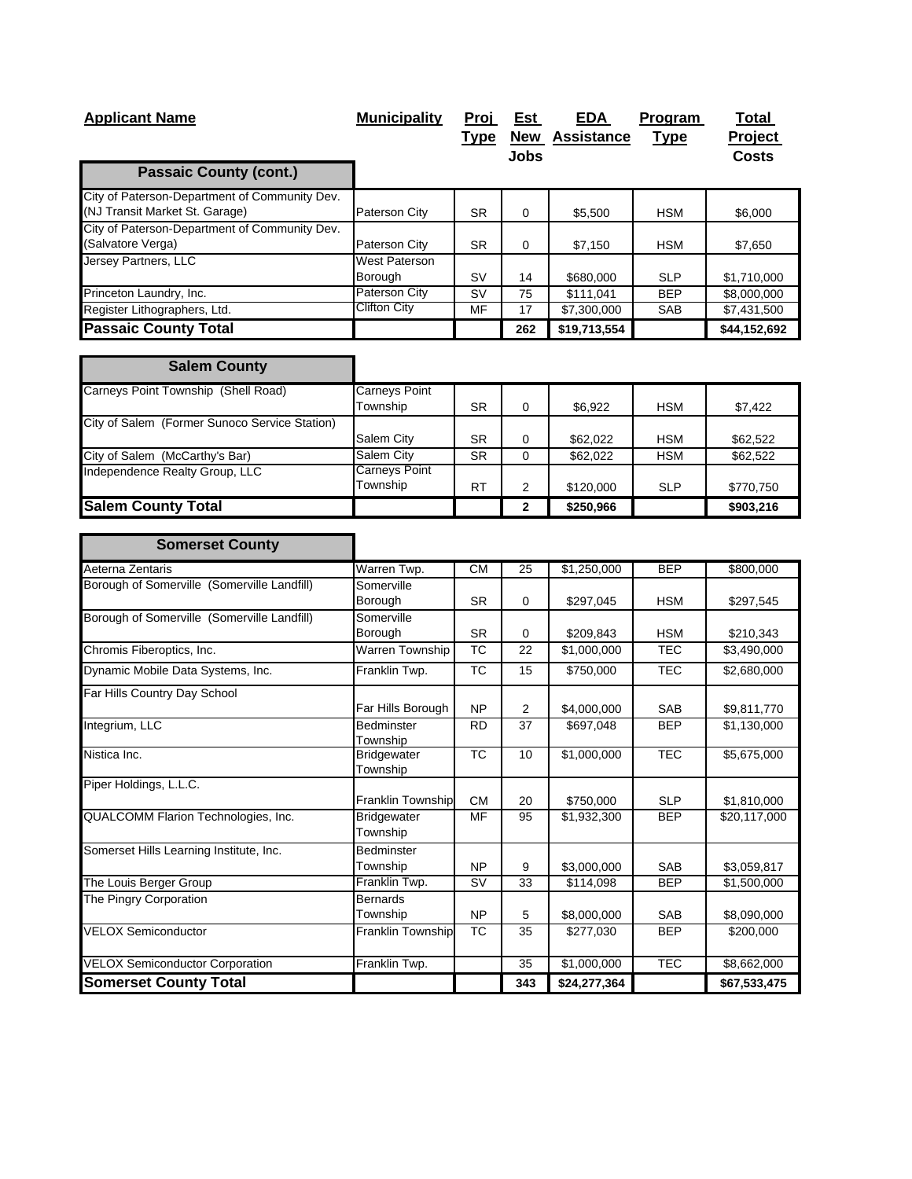| Applicant Name | Municipality | Proj Type | Est New Jobs | EDA Assistance | Program Type | Total Project Costs |
|---|---|---|---|---|---|---|
| **Passaic County (cont.)** | | | | | | |
| City of Paterson-Department of Community Dev. (NJ Transit Market St. Garage) | Paterson City | SR | 0 | $5,500 | HSM | $6,000 |
| City of Paterson-Department of Community Dev. (Salvatore Verga) | Paterson City | SR | 0 | $7,150 | HSM | $7,650 |
| Jersey Partners, LLC | West Paterson Borough | SV | 14 | $680,000 | SLP | $1,710,000 |
| Princeton Laundry, Inc. | Paterson City | SV | 75 | $111,041 | BEP | $8,000,000 |
| Register Lithographers, Ltd. | Clifton City | MF | 17 | $7,300,000 | SAB | $7,431,500 |
| **Passaic County Total** | | | **262** | **$19,713,554** | | **$44,152,692** |
| **Salem County** | | | | | | |
| Carneys Point Township (Shell Road) | Carneys Point Township | SR | 0 | $6,922 | HSM | $7,422 |
| City of Salem (Former Sunoco Service Station) | Salem City | SR | 0 | $62,022 | HSM | $62,522 |
| City of Salem (McCarthy's Bar) | Salem City | SR | 0 | $62,022 | HSM | $62,522 |
| Independence Realty Group, LLC | Carneys Point Township | RT | 2 | $120,000 | SLP | $770,750 |
| **Salem County Total** | | | **2** | **$250,966** | | **$903,216** |
| **Somerset County** | | | | | | |
| Aeterna Zentaris | Warren Twp. | CM | 25 | $1,250,000 | BEP | $800,000 |
| Borough of Somerville (Somerville Landfill) | Somerville Borough | SR | 0 | $297,045 | HSM | $297,545 |
| Borough of Somerville (Somerville Landfill) | Somerville Borough | SR | 0 | $209,843 | HSM | $210,343 |
| Chromis Fiberoptics, Inc. | Warren Township | TC | 22 | $1,000,000 | TEC | $3,490,000 |
| Dynamic Mobile Data Systems, Inc. | Franklin Twp. | TC | 15 | $750,000 | TEC | $2,680,000 |
| Far Hills Country Day School | Far Hills Borough | NP | 2 | $4,000,000 | SAB | $9,811,770 |
| Integrium, LLC | Bedminster Township | RD | 37 | $697,048 | BEP | $1,130,000 |
| Nistica Inc. | Bridgewater Township | TC | 10 | $1,000,000 | TEC | $5,675,000 |
| Piper Holdings, L.L.C. | Franklin Township | CM | 20 | $750,000 | SLP | $1,810,000 |
| QUALCOMM Flarion Technologies, Inc. | Bridgewater Township | MF | 95 | $1,932,300 | BEP | $20,117,000 |
| Somerset Hills Learning Institute, Inc. | Bedminster Township | NP | 9 | $3,000,000 | SAB | $3,059,817 |
| The Louis Berger Group | Franklin Twp. | SV | 33 | $114,098 | BEP | $1,500,000 |
| The Pingry Corporation | Bernards Township | NP | 5 | $8,000,000 | SAB | $8,090,000 |
| VELOX Semiconductor | Franklin Township | TC | 35 | $277,030 | BEP | $200,000 |
| VELOX Semiconductor Corporation | Franklin Twp. | | 35 | $1,000,000 | TEC | $8,662,000 |
| **Somerset County Total** | | | **343** | **$24,277,364** | | **$67,533,475** |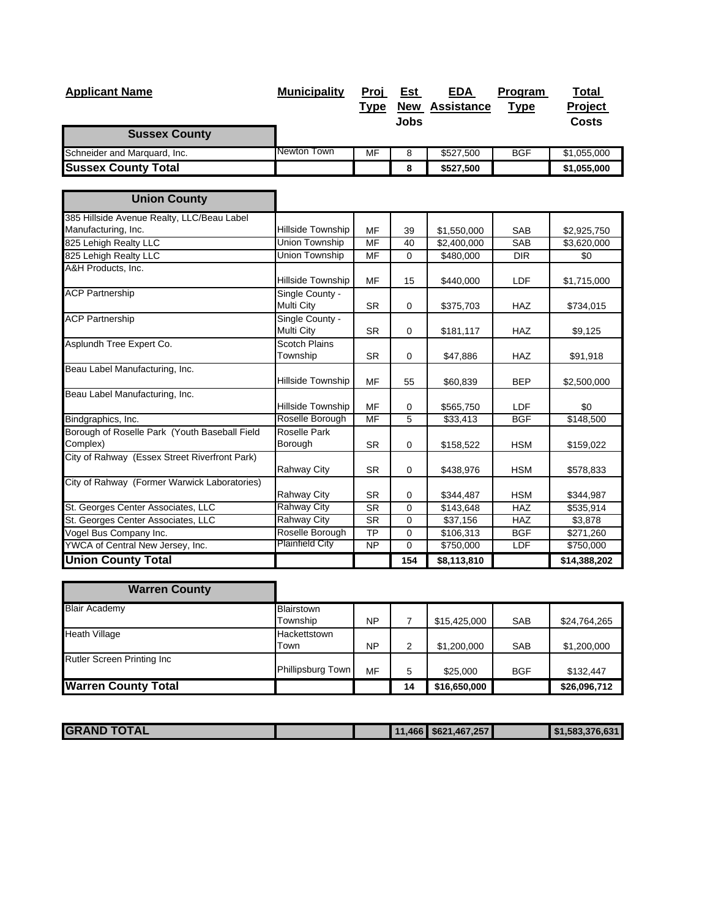| Applicant Name | Municipality | Proj Type | Est New Jobs | EDA Assistance | Program Type | Total Project Costs |
|---|---|---|---|---|---|---|
| **Sussex County** | | | | | | |
| Schneider and Marquard, Inc. | Newton Town | MF | 8 | $527,500 | BGF | $1,055,000 |
| **Sussex County Total** | | | **8** | **$527,500** | | **$1,055,000** |
| **Union County** | | | | | | |
| 385 Hillside Avenue Realty, LLC/Beau Label Manufacturing, Inc. | Hillside Township | MF | 39 | $1,550,000 | SAB | $2,925,750 |
| 825 Lehigh Realty LLC | Union Township | MF | 40 | $2,400,000 | SAB | $3,620,000 |
| 825 Lehigh Realty LLC | Union Township | MF | 0 | $480,000 | DIR | $0 |
| A&H Products, Inc. | Hillside Township | MF | 15 | $440,000 | LDF | $1,715,000 |
| ACP Partnership | Single County - Multi City | SR | 0 | $375,703 | HAZ | $734,015 |
| ACP Partnership | Single County - Multi City | SR | 0 | $181,117 | HAZ | $9,125 |
| Asplundh Tree Expert Co. | Scotch Plains Township | SR | 0 | $47,886 | HAZ | $91,918 |
| Beau Label Manufacturing, Inc. | Hillside Township | MF | 55 | $60,839 | BEP | $2,500,000 |
| Beau Label Manufacturing, Inc. | Hillside Township | MF | 0 | $565,750 | LDF | $0 |
| Bindgraphics, Inc. | Roselle Borough | MF | 5 | $33,413 | BGF | $148,500 |
| Borough of Roselle Park (Youth Baseball Field Complex) | Roselle Park Borough | SR | 0 | $158,522 | HSM | $159,022 |
| City of Rahway (Essex Street Riverfront Park) | Rahway City | SR | 0 | $438,976 | HSM | $578,833 |
| City of Rahway (Former Warwick Laboratories) | Rahway City | SR | 0 | $344,487 | HSM | $344,987 |
| St. Georges Center Associates, LLC | Rahway City | SR | 0 | $143,648 | HAZ | $535,914 |
| St. Georges Center Associates, LLC | Rahway City | SR | 0 | $37,156 | HAZ | $3,878 |
| Vogel Bus Company Inc. | Roselle Borough | TP | 0 | $106,313 | BGF | $271,260 |
| YWCA of Central New Jersey, Inc. | Plainfield City | NP | 0 | $750,000 | LDF | $750,000 |
| **Union County Total** | | | **154** | **$8,113,810** | | **$14,388,202** |
| **Warren County** | | | | | | |
| Blair Academy | Blairstown Township | NP | 7 | $15,425,000 | SAB | $24,764,265 |
| Heath Village | Hackettstown Town | NP | 2 | $1,200,000 | SAB | $1,200,000 |
| Rutler Screen Printing Inc | Phillipsburg Town | MF | 5 | $25,000 | BGF | $132,447 |
| **Warren County Total** | | | **14** | **$16,650,000** | | **$26,096,712** |
| **GRAND TOTAL** | | | **11,466** | **$621,467,257** | | **$1,583,376,631** |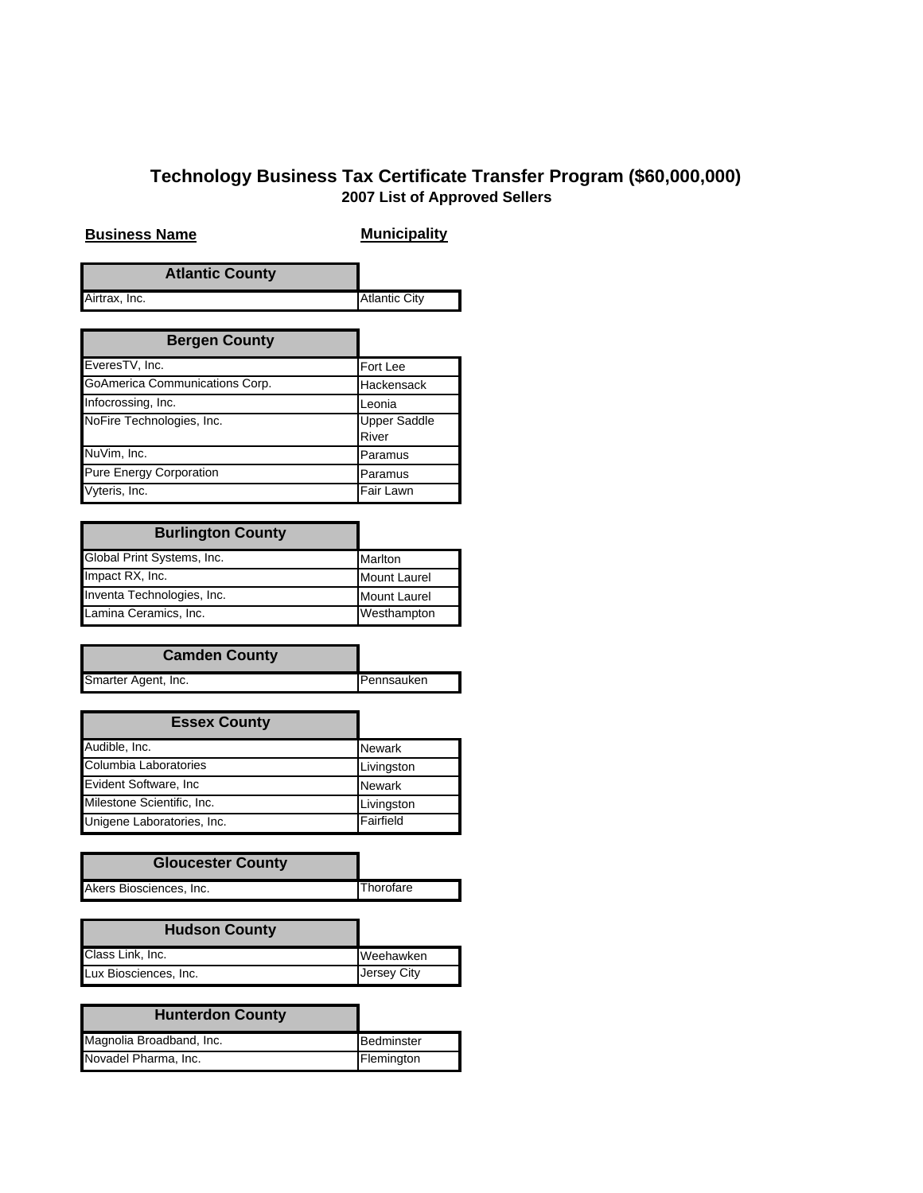## Technology Business Tax Certificate Transfer Program ($60,000,000)

### 2007 List of Approved Sellers

| Business Name | Municipality |
|---|---|
| **Atlantic County** | |
| Airtrax, Inc. | Atlantic City |
| **Bergen County** | |
| EverestTV, Inc. | Fort Lee |
| GoAmerica Communications Corp. | Hackensack |
| Infocrossing, Inc. | Leonia |
| NoFire Technologies, Inc. | Upper Saddle River |
| NuVim, Inc. | Paramus |
| Pure Energy Corporation | Paramus |
| Vyteris, Inc. | Fair Lawn |
| **Burlington County** | |
| Global Print Systems, Inc. | Marlton |
| Impact RX, Inc. | Mount Laurel |
| Inventa Technologies, Inc. | Mount Laurel |
| Lamina Ceramics, Inc. | Westhampton |
| **Camden County** | |
| Smarter Agent, Inc. | Pennsauken |
| **Essex County** | |
| Audible, Inc. | Newark |
| Columbia Laboratories | Livingston |
| Evident Software, Inc | Newark |
| Milestone Scientific, Inc. | Livingston |
| Unigene Laboratories, Inc. | Fairfield |
| **Gloucester County** | |
| Akers Biosciences, Inc. | Thorofare |
| **Hudson County** | |
| Class Link, Inc. | Weehawken |
| Lux Biosciences, Inc. | Jersey City |
| **Hunterdon County** | |
| Magnolia Broadband, Inc. | Bedminster |
| Novadel Pharma, Inc. | Flemington |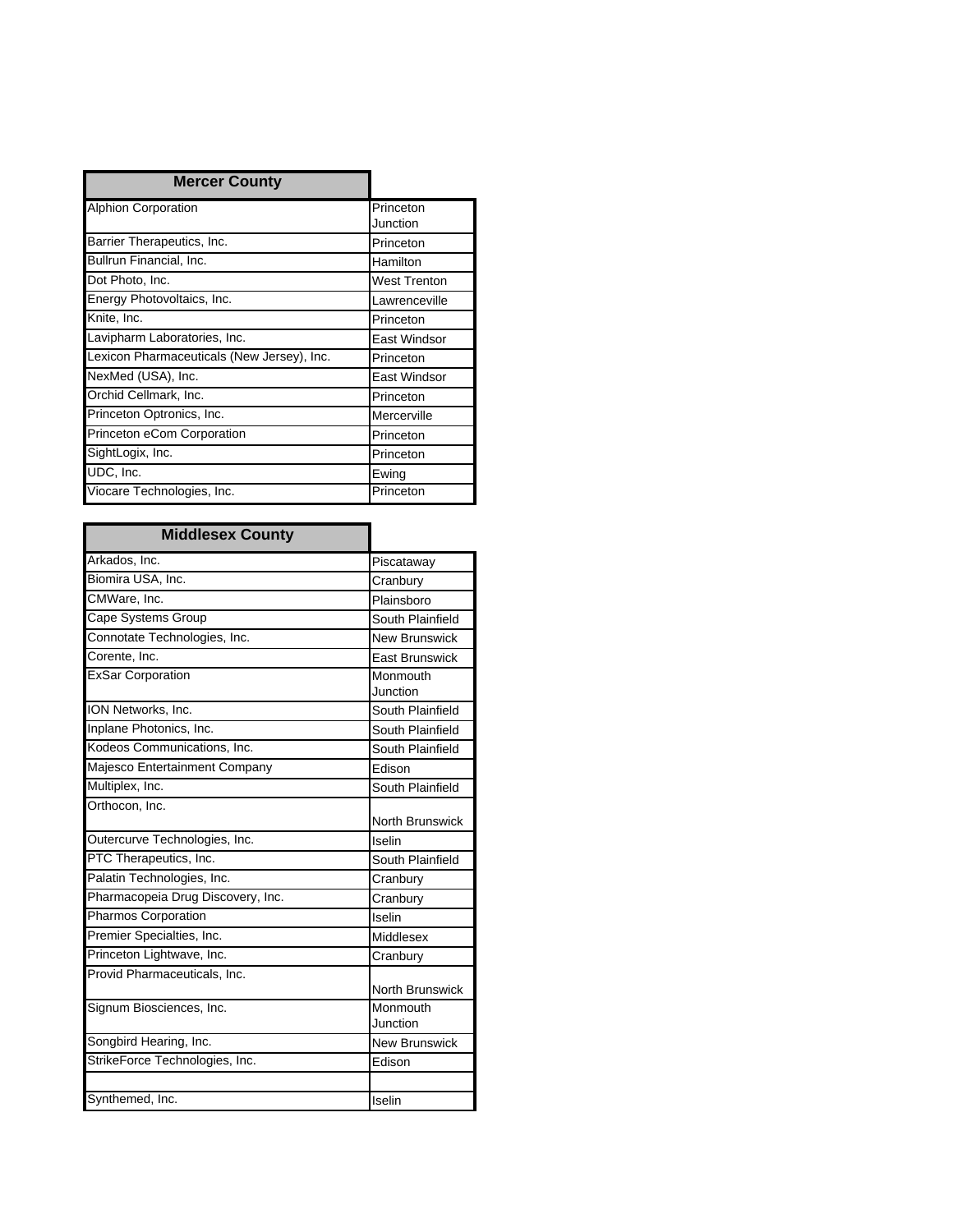| Mercer County | |
|---|---|
| Alphion Corporation | Princeton Junction |
| Barrier Therapeutics, Inc. | Princeton |
| Bullrun Financial, Inc. | Hamilton |
| Dot Photo, Inc. | West Trenton |
| Energy Photovoltaics, Inc. | Lawrenceville |
| Knite, Inc. | Princeton |
| Lavipharm Laboratories, Inc. | East Windsor |
| Lexicon Pharmaceuticals (New Jersey), Inc. | Princeton |
| NexMed (USA), Inc. | East Windsor |
| Orchid Cellmark, Inc. | Princeton |
| Princeton Optronics, Inc. | Mercerville |
| Princeton eCom Corporation | Princeton |
| SightLogix, Inc. | Princeton |
| UDC, Inc. | Ewing |
| Viocare Technologies, Inc. | Princeton |

| Middlesex County | |
|---|---|
| Arkados, Inc. | Piscataway |
| Biomira USA, Inc. | Cranbury |
| CMWare, Inc. | Plainsboro |
| Cape Systems Group | South Plainfield |
| Connotate Technologies, Inc. | New Brunswick |
| Corente, Inc. | East Brunswick |
| ExSar Corporation | Monmouth Junction |
| ION Networks, Inc. | South Plainfield |
| Inplane Photonics, Inc. | South Plainfield |
| Kodeos Communications, Inc. | South Plainfield |
| Majesco Entertainment Company | Edison |
| Multiplex, Inc. | South Plainfield |
| Orthocon, Inc. | North Brunswick |
| Outercurve Technologies, Inc. | Iselin |
| PTC Therapeutics, Inc. | South Plainfield |
| Palatin Technologies, Inc. | Cranbury |
| Pharmacopeia Drug Discovery, Inc. | Cranbury |
| Pharmos Corporation | Iselin |
| Premier Specialties, Inc. | Middlesex |
| Princeton Lightwave, Inc. | Cranbury |
| Provid Pharmaceuticals, Inc. | North Brunswick |
| Signum Biosciences, Inc. | Monmouth Junction |
| Songbird Hearing, Inc. | New Brunswick |
| StrikeForce Technologies, Inc. | Edison |
| | |
| Synthemed, Inc. | Iselin |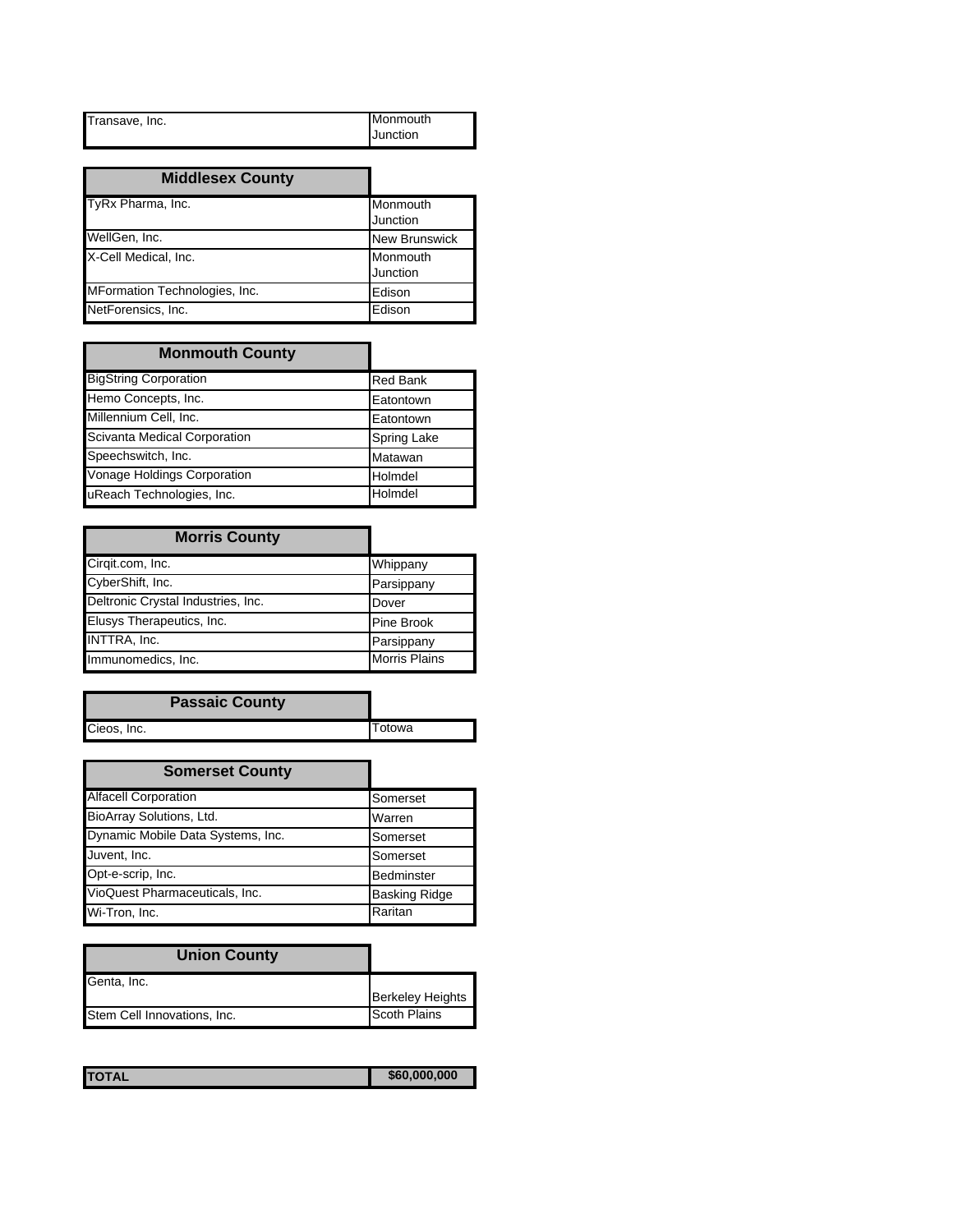| | |
|---|---|
| Transave, Inc. | Monmouth Junction |

| Middlesex County | |
|---|---|
| TyRx Pharma, Inc. | Monmouth Junction |
| WellGen, Inc. | New Brunswick |
| X-Cell Medical, Inc. | Monmouth Junction |
| MFormation Technologies, Inc. | Edison |
| NetForensics, Inc. | Edison |

| Monmouth County | |
|---|---|
| BigString Corporation | Red Bank |
| Hemo Concepts, Inc. | Eatontown |
| Millennium Cell, Inc. | Eatontown |
| Scivanta Medical Corporation | Spring Lake |
| Speechswitch, Inc. | Matawan |
| Vonage Holdings Corporation | Holmdel |
| uReach Technologies, Inc. | Holmdel |

| Morris County | |
|---|---|
| Cirqit.com, Inc. | Whippany |
| CyberShift, Inc. | Parsippany |
| Deltronic Crystal Industries, Inc. | Dover |
| Elusys Therapeutics, Inc. | Pine Brook |
| INTTRA, Inc. | Parsippany |
| Immunomedics, Inc. | Morris Plains |

| Passaic County | |
|---|---|
| Cieos, Inc. | Totowa |

| Somerset County | |
|---|---|
| Alfacell Corporation | Somerset |
| BioArray Solutions, Ltd. | Warren |
| Dynamic Mobile Data Systems, Inc. | Somerset |
| Juvent, Inc. | Somerset |
| Opt-e-scrip, Inc. | Bedminster |
| VioQuest Pharmaceuticals, Inc. | Basking Ridge |
| Wi-Tron, Inc. | Raritan |

| Union County | |
|---|---|
| Genta, Inc. | Berkeley Heights |
| Stem Cell Innovations, Inc. | Scoth Plains |

| | |
|---|---|
| **TOTAL** | **$60,000,000** |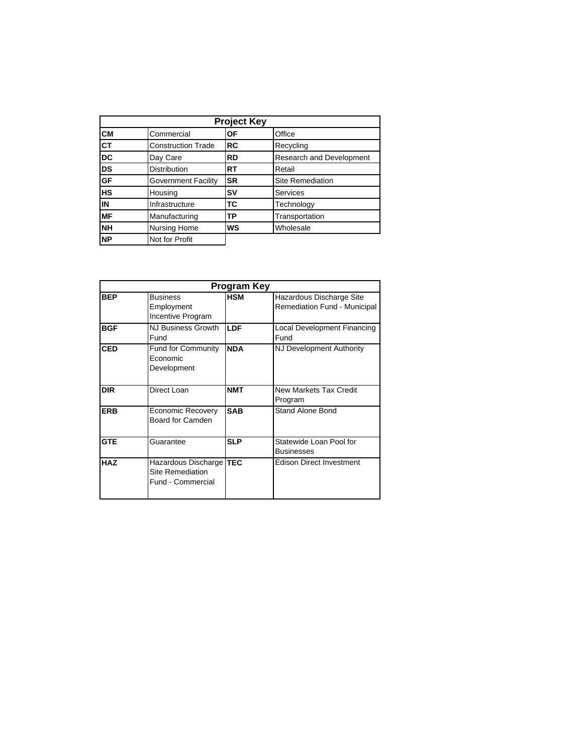| Project Key | | | |
|---|---|---|---|
| **CM** | Commercial | **OF** | Office |
| **CT** | Construction Trade | **RC** | Recycling |
| **DC** | Day Care | **RD** | Research and Development |
| **DS** | Distribution | **RT** | Retail |
| **GF** | Government Facility | **SR** | Site Remediation |
| **HS** | Housing | **SV** | Services |
| **IN** | Infrastructure | **TC** | Technology |
| **MF** | Manufacturing | **TP** | Transportation |
| **NH** | Nursing Home | **WS** | Wholesale |
| **NP** | Not for Profit | | |

| Program Key | | | |
|---|---|---|---|
| **BEP** | Business Employment Incentive Program | **HSM** | Hazardous Discharge Site Remediation Fund - Municipal |
| **BGF** | NJ Business Growth Fund | **LDF** | Local Development Financing Fund |
| **CED** | Fund for Community Economic Development | **NDA** | NJ Development Authority |
| **DIR** | Direct Loan | **NMT** | New Markets Tax Credit Program |
| **ERB** | Economic Recovery Board for Camden | **SAB** | Stand Alone Bond |
| **GTE** | Guarantee | **SLP** | Statewide Loan Pool for Businesses |
| **HAZ** | Hazardous Discharge Site Remediation Fund - Commercial | **TEC** | Edison Direct Investment |